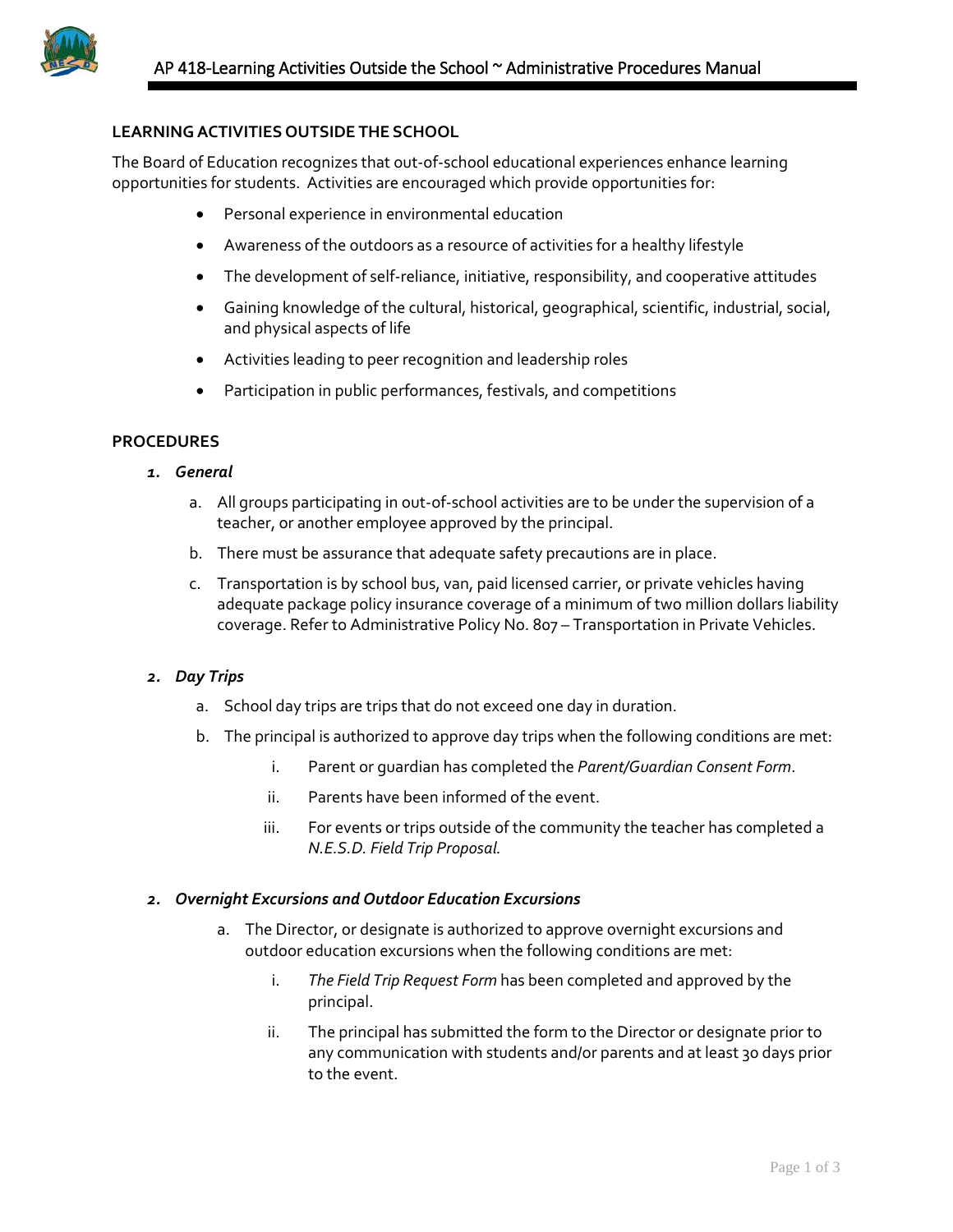# LEARNING ACTIVITIES OUTSIDE THE SCHOOL

The Board of Education recognizes that out-of-school educational experiences enhance learning opportunities for students. Activities are encouraged which provide opportunities for:

- Personal experience in environmental education
- Awareness of the outdoors as a resource of activities for a healthy lifestyle
- The development of self-reliance, initiative, responsibility, and cooperative attitudes
- Gaining knowledge of the cultural, historical, geographical, scientific, industrial, social, and physical aspects of life
- Activities leading to peer recognition and leadership roles
- Participation in public performances, festivals, and competitions

## PROCEDURES

### 1. *General*

a. All groups participating in out-of-school activities are to be under the supervision of a teacher, or another employee approved by the principal.

b. There must be assurance that adequate safety precautions are in place.

c. Transportation is by school bus, van, paid licensed carrier, or private vehicles having adequate package policy insurance coverage of a minimum of two million dollars liability coverage. Refer to Administrative Policy No. 807 – Transportation in Private Vehicles.

### 2. *Day Trips*

a. School day trips are trips that do not exceed one day in duration.

b. The principal is authorized to approve day trips when the following conditions are met:

   i. Parent or guardian has completed the *Parent/Guardian Consent Form*.

   ii. Parents have been informed of the event.

   iii. For events or trips outside of the community the teacher has completed a *N.E.S.D. Field Trip Proposal.*

### 2. *Overnight Excursions and Outdoor Education Excursions*

a. The Director, or designate is authorized to approve overnight excursions and outdoor education excursions when the following conditions are met:

   i. *The Field Trip Request Form* has been completed and approved by the principal.

   ii. The principal has submitted the form to the Director or designate prior to any communication with students and/or parents and at least 30 days prior to the event.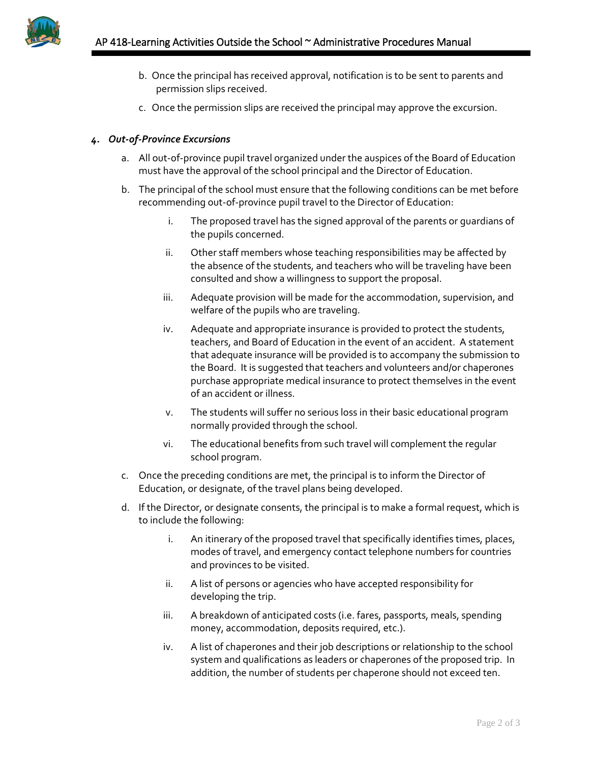b. Once the principal has received approval, notification is to be sent to parents and permission slips received.

c. Once the permission slips are received the principal may approve the excursion.

4. ***Out-of-Province Excursions***

   a. All out-of-province pupil travel organized under the auspices of the Board of Education must have the approval of the school principal and the Director of Education.

   b. The principal of the school must ensure that the following conditions can be met before recommending out-of-province pupil travel to the Director of Education:

      i. The proposed travel has the signed approval of the parents or guardians of the pupils concerned.

      ii. Other staff members whose teaching responsibilities may be affected by the absence of the students, and teachers who will be traveling have been consulted and show a willingness to support the proposal.

      iii. Adequate provision will be made for the accommodation, supervision, and welfare of the pupils who are traveling.

      iv. Adequate and appropriate insurance is provided to protect the students, teachers, and Board of Education in the event of an accident. A statement that adequate insurance will be provided is to accompany the submission to the Board. It is suggested that teachers and volunteers and/or chaperones purchase appropriate medical insurance to protect themselves in the event of an accident or illness.

      v. The students will suffer no serious loss in their basic educational program normally provided through the school.

      vi. The educational benefits from such travel will complement the regular school program.

   c. Once the preceding conditions are met, the principal is to inform the Director of Education, or designate, of the travel plans being developed.

   d. If the Director, or designate consents, the principal is to make a formal request, which is to include the following:

      i. An itinerary of the proposed travel that specifically identifies times, places, modes of travel, and emergency contact telephone numbers for countries and provinces to be visited.

      ii. A list of persons or agencies who have accepted responsibility for developing the trip.

      iii. A breakdown of anticipated costs (i.e. fares, passports, meals, spending money, accommodation, deposits required, etc.).

      iv. A list of chaperones and their job descriptions or relationship to the school system and qualifications as leaders or chaperones of the proposed trip. In addition, the number of students per chaperone should not exceed ten.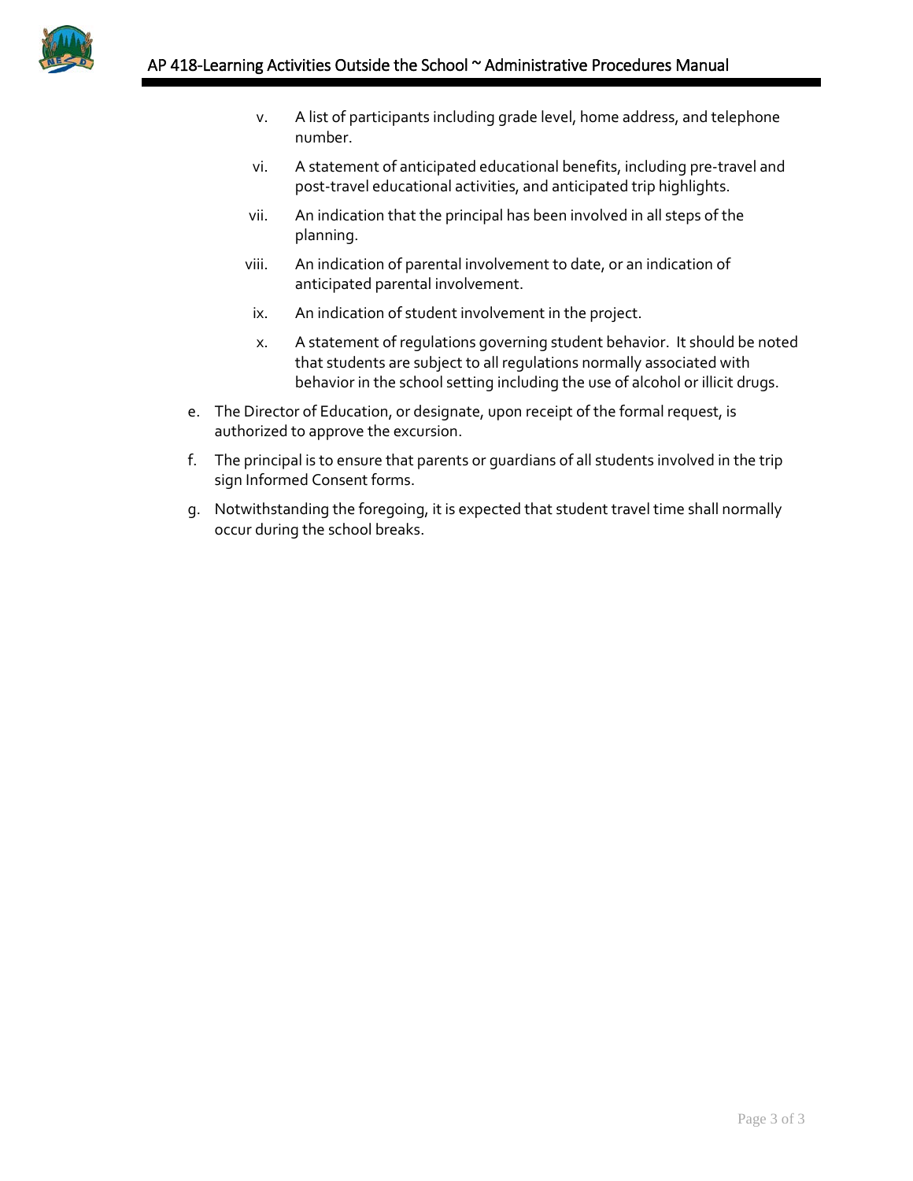v. A list of participants including grade level, home address, and telephone number.

vi. A statement of anticipated educational benefits, including pre-travel and post-travel educational activities, and anticipated trip highlights.

vii. An indication that the principal has been involved in all steps of the planning.

viii. An indication of parental involvement to date, or an indication of anticipated parental involvement.

ix. An indication of student involvement in the project.

x. A statement of regulations governing student behavior. It should be noted that students are subject to all regulations normally associated with behavior in the school setting including the use of alcohol or illicit drugs.

e. The Director of Education, or designate, upon receipt of the formal request, is authorized to approve the excursion.

f. The principal is to ensure that parents or guardians of all students involved in the trip sign Informed Consent forms.

g. Notwithstanding the foregoing, it is expected that student travel time shall normally occur during the school breaks.